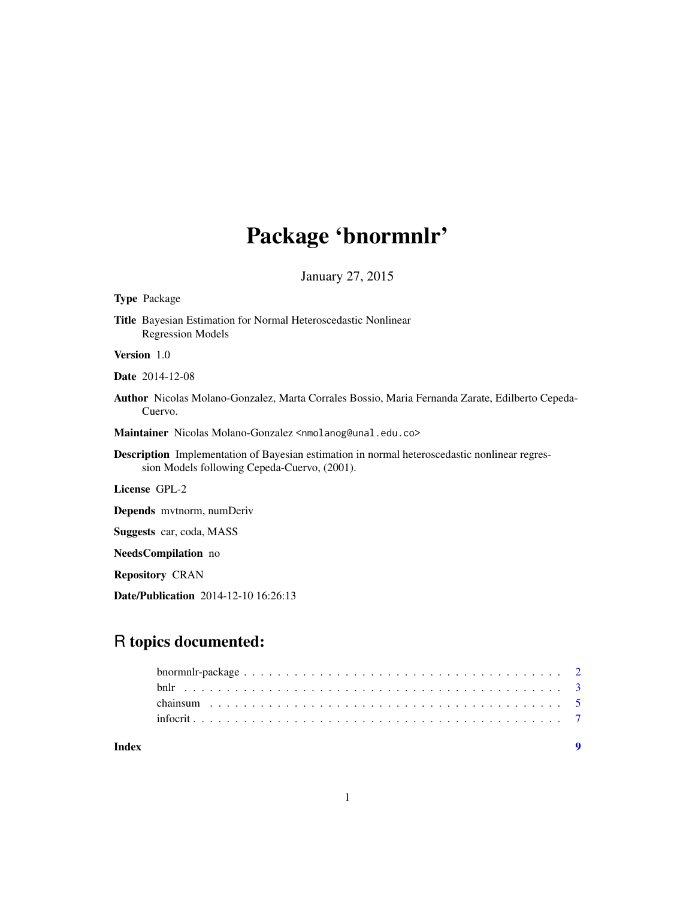# Package 'bnormnlr'

January 27, 2015

**Type** Package

**Title** Bayesian Estimation for Normal Heteroscedastic Nonlinear Regression Models

**Version** 1.0

**Date** 2014-12-08

**Author** Nicolas Molano-Gonzalez, Marta Corrales Bossio, Maria Fernanda Zarate, Edilberto Cepeda-Cuervo.

**Maintainer** Nicolas Molano-Gonzalez <nmolanog@unal.edu.co>

**Description** Implementation of Bayesian estimation in normal heteroscedastic nonlinear regression Models following Cepeda-Cuervo, (2001).

**License** GPL-2

**Depends** mvtnorm, numDeriv

**Suggests** car, coda, MASS

**NeedsCompilation** no

**Repository** CRAN

**Date/Publication** 2014-12-10 16:26:13

## R topics documented:

| | |
|---|---|
| bnormnlr-package | 2 |
| bnlr | 3 |
| chainsum | 5 |
| infocrit | 7 |
| **Index** | **9** |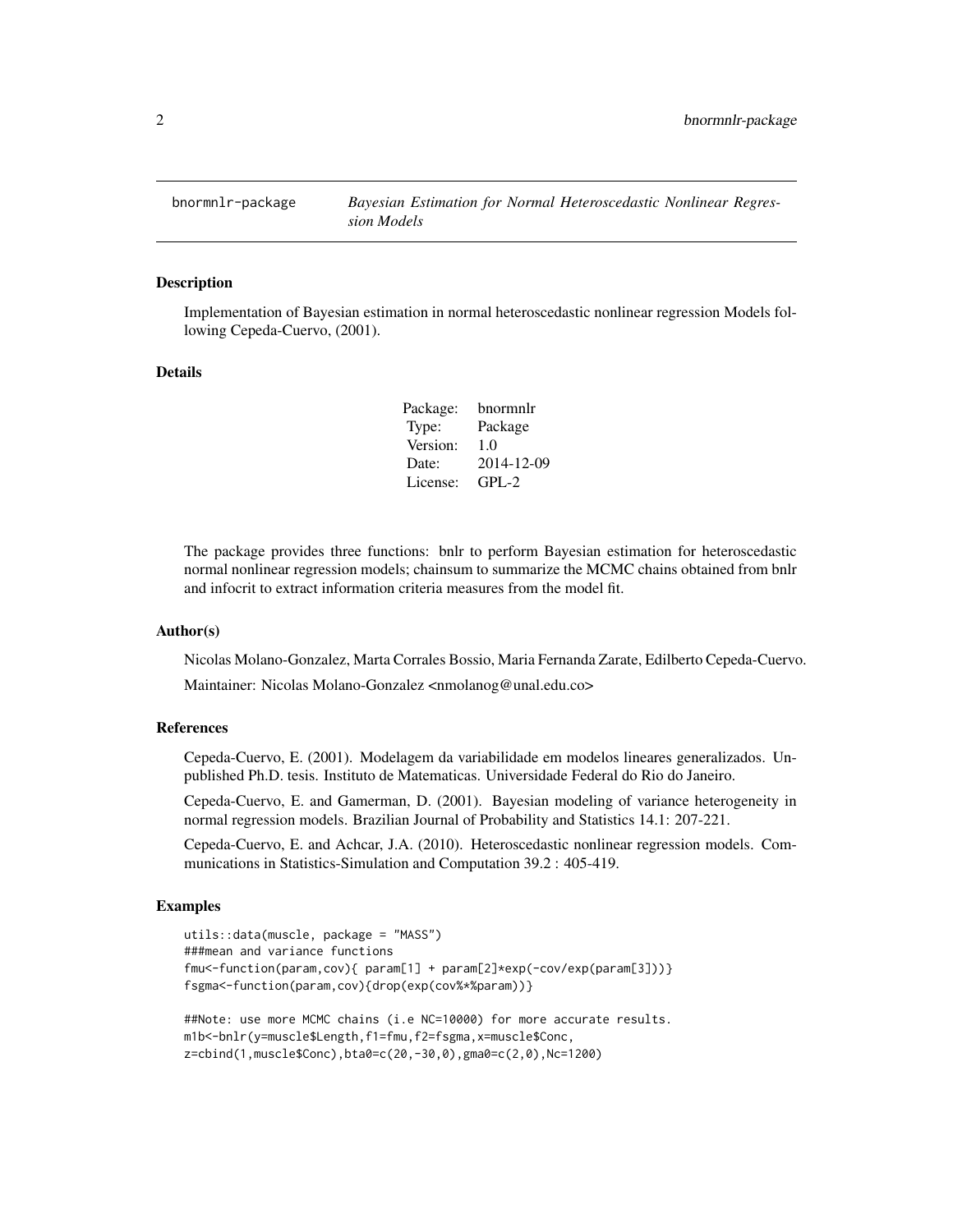bnormnlr-package *Bayesian Estimation for Normal Heteroscedastic Nonlinear Regression Models*

## Description

Implementation of Bayesian estimation in normal heteroscedastic nonlinear regression Models following Cepeda-Cuervo, (2001).

## Details

| | |
|---|---|
| Package: | bnormnlr |
| Type: | Package |
| Version: | 1.0 |
| Date: | 2014-12-09 |
| License: | GPL-2 |

The package provides three functions: bnlr to perform Bayesian estimation for heteroscedastic normal nonlinear regression models; chainsum to summarize the MCMC chains obtained from bnlr and infocrit to extract information criteria measures from the model fit.

## Author(s)

Nicolas Molano-Gonzalez, Marta Corrales Bossio, Maria Fernanda Zarate, Edilberto Cepeda-Cuervo.

Maintainer: Nicolas Molano-Gonzalez <nmolanog@unal.edu.co>

## References

Cepeda-Cuervo, E. (2001). Modelagem da variabilidade em modelos lineares generalizados. Unpublished Ph.D. tesis. Instituto de Matematicas. Universidade Federal do Rio do Janeiro.

Cepeda-Cuervo, E. and Gamerman, D. (2001). Bayesian modeling of variance heterogeneity in normal regression models. Brazilian Journal of Probability and Statistics 14.1: 207-221.

Cepeda-Cuervo, E. and Achcar, J.A. (2010). Heteroscedastic nonlinear regression models. Communications in Statistics-Simulation and Computation 39.2 : 405-419.

## Examples

```
utils::data(muscle, package = "MASS")
###mean and variance functions
fmu<-function(param,cov){ param[1] + param[2]*exp(-cov/exp(param[3]))}
fsgma<-function(param,cov){drop(exp(cov%*%param))}

##Note: use more MCMC chains (i.e NC=10000) for more accurate results.
m1b<-bnlr(y=muscle$Length,f1=fmu,f2=fsgma,x=muscle$Conc,
z=cbind(1,muscle$Conc),bta0=c(20,-30,0),gma0=c(2,0),Nc=1200)
```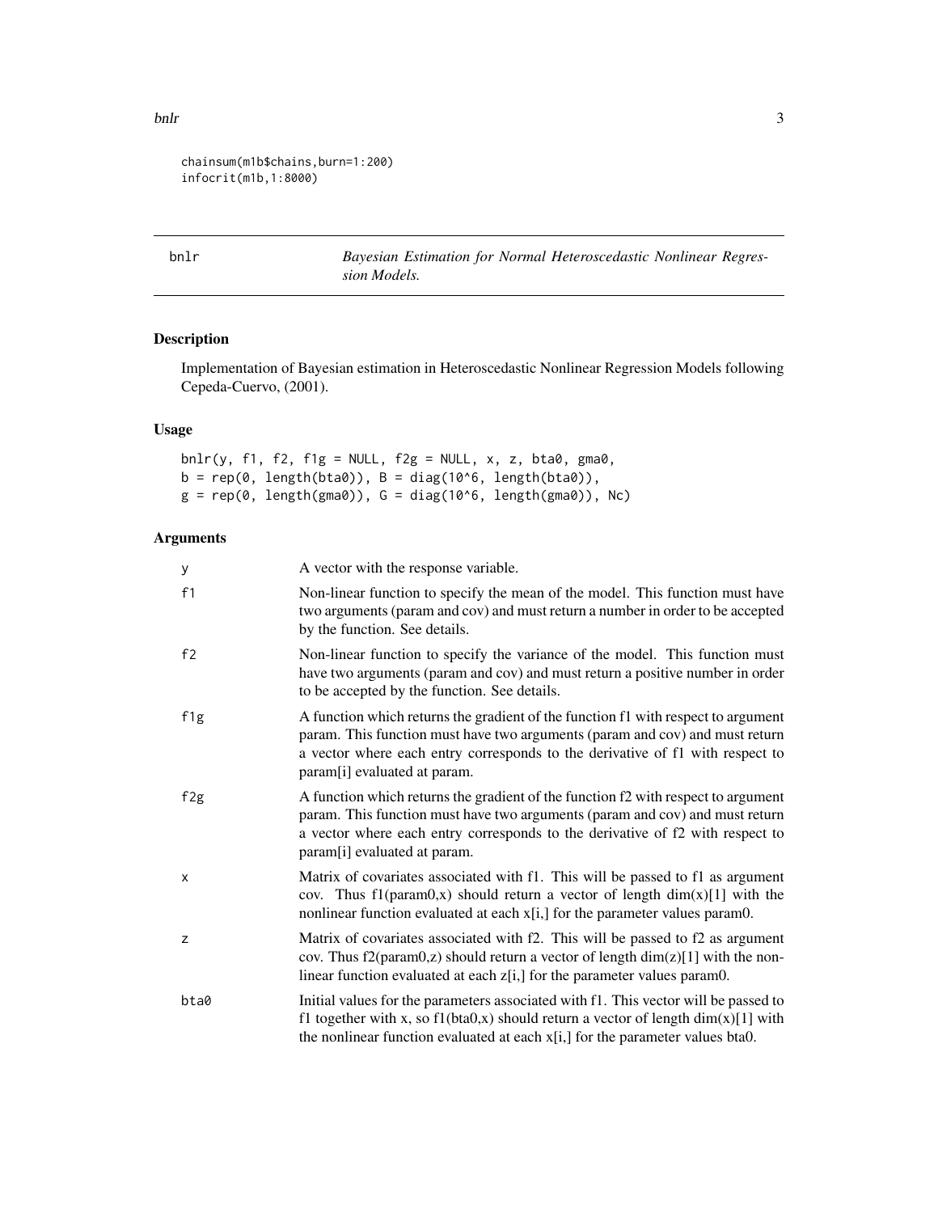```
chainsum(m1b$chains,burn=1:200)
infocrit(m1b,1:8000)
```

---

## bnlr — *Bayesian Estimation for Normal Heteroscedastic Nonlinear Regression Models.*

### Description

Implementation of Bayesian estimation in Heteroscedastic Nonlinear Regression Models following Cepeda-Cuervo, (2001).

### Usage

```
bnlr(y, f1, f2, f1g = NULL, f2g = NULL, x, z, bta0, gma0,
b = rep(0, length(bta0)), B = diag(10^6, length(bta0)),
g = rep(0, length(gma0)), G = diag(10^6, length(gma0)), Nc)
```

### Arguments

| | |
|---|---|
| y | A vector with the response variable. |
| f1 | Non-linear function to specify the mean of the model. This function must have two arguments (param and cov) and must return a number in order to be accepted by the function. See details. |
| f2 | Non-linear function to specify the variance of the model. This function must have two arguments (param and cov) and must return a positive number in order to be accepted by the function. See details. |
| f1g | A function which returns the gradient of the function f1 with respect to argument param. This function must have two arguments (param and cov) and must return a vector where each entry corresponds to the derivative of f1 with respect to param[i] evaluated at param. |
| f2g | A function which returns the gradient of the function f2 with respect to argument param. This function must have two arguments (param and cov) and must return a vector where each entry corresponds to the derivative of f2 with respect to param[i] evaluated at param. |
| x | Matrix of covariates associated with f1. This will be passed to f1 as argument cov. Thus f1(param0,x) should return a vector of length dim(x)[1] with the nonlinear function evaluated at each x[i,] for the parameter values param0. |
| z | Matrix of covariates associated with f2. This will be passed to f2 as argument cov. Thus f2(param0,z) should return a vector of length dim(z)[1] with the nonlinear function evaluated at each z[i,] for the parameter values param0. |
| bta0 | Initial values for the parameters associated with f1. This vector will be passed to f1 together with x, so f1(bta0,x) should return a vector of length dim(x)[1] with the nonlinear function evaluated at each x[i,] for the parameter values bta0. |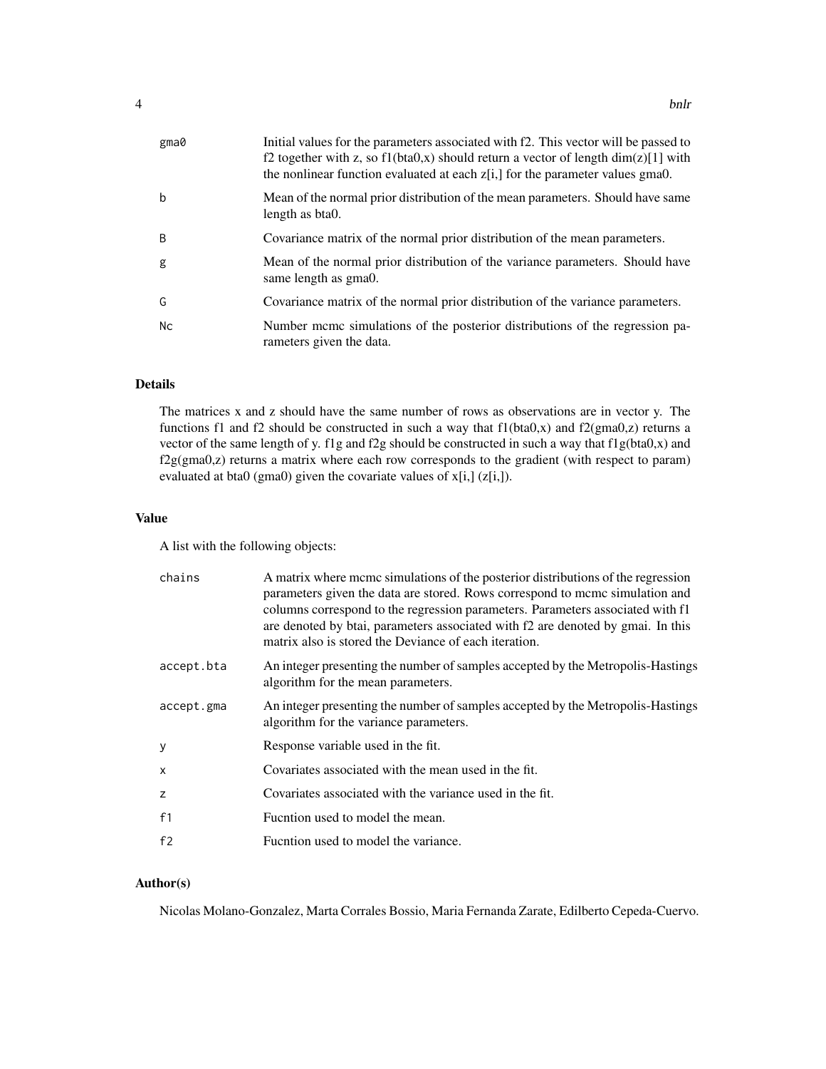| | |
|---|---|
| gma0 | Initial values for the parameters associated with f2. This vector will be passed to f2 together with z, so f1(bta0,x) should return a vector of length dim(z)[1] with the nonlinear function evaluated at each z[i,] for the parameter values gma0. |
| b | Mean of the normal prior distribution of the mean parameters. Should have same length as bta0. |
| B | Covariance matrix of the normal prior distribution of the mean parameters. |
| g | Mean of the normal prior distribution of the variance parameters. Should have same length as gma0. |
| G | Covariance matrix of the normal prior distribution of the variance parameters. |
| Nc | Number mcmc simulations of the posterior distributions of the regression parameters given the data. |

## Details

The matrices x and z should have the same number of rows as observations are in vector y. The functions f1 and f2 should be constructed in such a way that f1(bta0,x) and f2(gma0,z) returns a vector of the same length of y. f1g and f2g should be constructed in such a way that f1g(bta0,x) and f2g(gma0,z) returns a matrix where each row corresponds to the gradient (with respect to param) evaluated at bta0 (gma0) given the covariate values of x[i,] (z[i,]).

## Value

A list with the following objects:

| | |
|---|---|
| chains | A matrix where mcmc simulations of the posterior distributions of the regression parameters given the data are stored. Rows correspond to mcmc simulation and columns correspond to the regression parameters. Parameters associated with f1 are denoted by btai, parameters associated with f2 are denoted by gmai. In this matrix also is stored the Deviance of each iteration. |
| accept.bta | An integer presenting the number of samples accepted by the Metropolis-Hastings algorithm for the mean parameters. |
| accept.gma | An integer presenting the number of samples accepted by the Metropolis-Hastings algorithm for the variance parameters. |
| y | Response variable used in the fit. |
| x | Covariates associated with the mean used in the fit. |
| z | Covariates associated with the variance used in the fit. |
| f1 | Fucntion used to model the mean. |
| f2 | Fucntion used to model the variance. |

## Author(s)

Nicolas Molano-Gonzalez, Marta Corrales Bossio, Maria Fernanda Zarate, Edilberto Cepeda-Cuervo.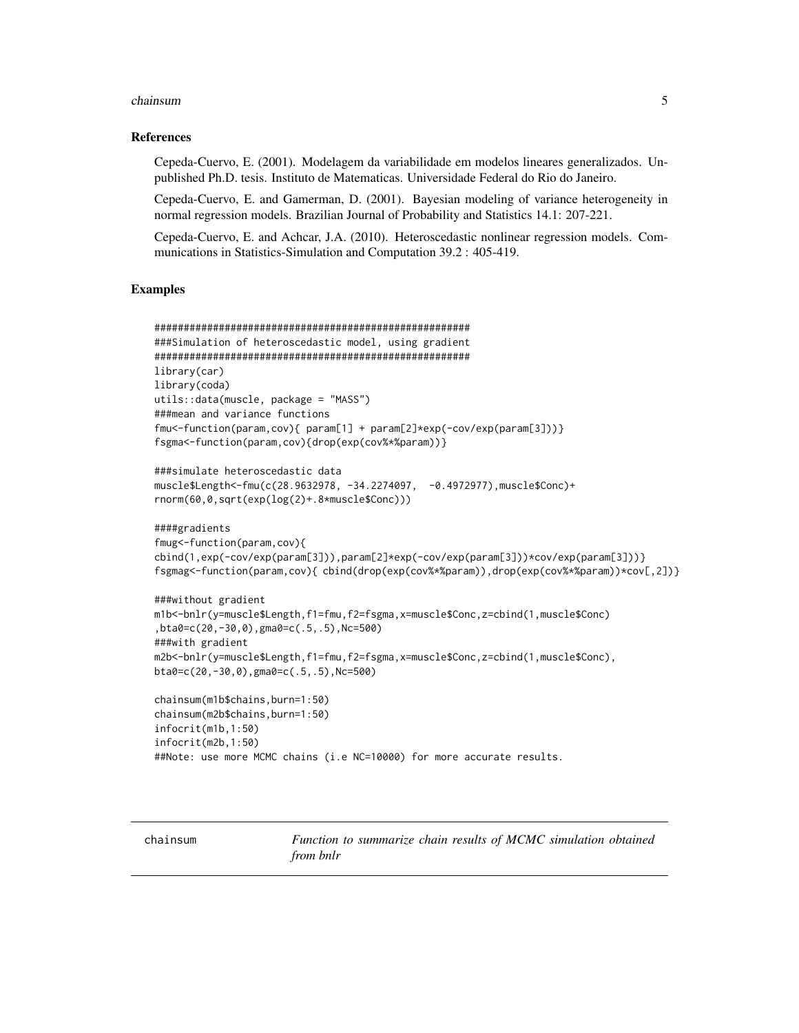### References

Cepeda-Cuervo, E. (2001). Modelagem da variabilidade em modelos lineares generalizados. Unpublished Ph.D. tesis. Instituto de Matematicas. Universidade Federal do Rio do Janeiro.

Cepeda-Cuervo, E. and Gamerman, D. (2001). Bayesian modeling of variance heterogeneity in normal regression models. Brazilian Journal of Probability and Statistics 14.1: 207-221.

Cepeda-Cuervo, E. and Achcar, J.A. (2010). Heteroscedastic nonlinear regression models. Communications in Statistics-Simulation and Computation 39.2 : 405-419.

### Examples

```
######################################################
###Simulation of heteroscedastic model, using gradient
######################################################
library(car)
library(coda)
utils::data(muscle, package = "MASS")
###mean and variance functions
fmu<-function(param,cov){ param[1] + param[2]*exp(-cov/exp(param[3]))}
fsgma<-function(param,cov){drop(exp(cov%*%param))}

###simulate heteroscedastic data
muscle$Length<-fmu(c(28.9632978, -34.2274097,  -0.4972977),muscle$Conc)+
rnorm(60,0,sqrt(exp(log(2)+.8*muscle$Conc)))

####gradients
fmug<-function(param,cov){
cbind(1,exp(-cov/exp(param[3])),param[2]*exp(-cov/exp(param[3]))*cov/exp(param[3]))}
fsgmag<-function(param,cov){ cbind(drop(exp(cov%*%param)),drop(exp(cov%*%param))*cov[,2])}

###without gradient
m1b<-bnlr(y=muscle$Length,f1=fmu,f2=fsgma,x=muscle$Conc,z=cbind(1,muscle$Conc)
,bta0=c(20,-30,0),gma0=c(.5,.5),Nc=500)
###with gradient
m2b<-bnlr(y=muscle$Length,f1=fmu,f2=fsgma,x=muscle$Conc,z=cbind(1,muscle$Conc),
bta0=c(20,-30,0),gma0=c(.5,.5),Nc=500)

chainsum(m1b$chains,burn=1:50)
chainsum(m2b$chains,burn=1:50)
infocrit(m1b,1:50)
infocrit(m2b,1:50)
##Note: use more MCMC chains (i.e NC=10000) for more accurate results.
```

---

chainsum &nbsp;&nbsp;&nbsp;&nbsp; *Function to summarize chain results of MCMC simulation obtained from bnlr*

---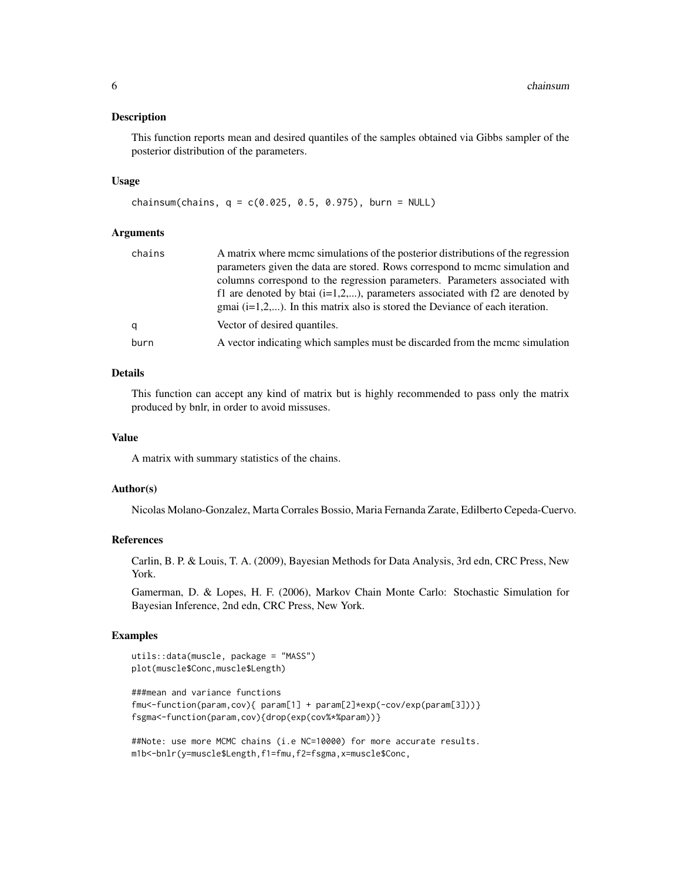### Description

This function reports mean and desired quantiles of the samples obtained via Gibbs sampler of the posterior distribution of the parameters.

### Usage

```
chainsum(chains, q = c(0.025, 0.5, 0.975), burn = NULL)
```

### Arguments

| | |
|---|---|
| chains | A matrix where mcmc simulations of the posterior distributions of the regression parameters given the data are stored. Rows correspond to mcmc simulation and columns correspond to the regression parameters. Parameters associated with f1 are denoted by btai (i=1,2,...), parameters associated with f2 are denoted by gmai (i=1,2,...). In this matrix also is stored the Deviance of each iteration. |
| q | Vector of desired quantiles. |
| burn | A vector indicating which samples must be discarded from the mcmc simulation |

### Details

This function can accept any kind of matrix but is highly recommended to pass only the matrix produced by bnlr, in order to avoid missuses.

### Value

A matrix with summary statistics of the chains.

### Author(s)

Nicolas Molano-Gonzalez, Marta Corrales Bossio, Maria Fernanda Zarate, Edilberto Cepeda-Cuervo.

### References

Carlin, B. P. & Louis, T. A. (2009), Bayesian Methods for Data Analysis, 3rd edn, CRC Press, New York.

Gamerman, D. & Lopes, H. F. (2006), Markov Chain Monte Carlo: Stochastic Simulation for Bayesian Inference, 2nd edn, CRC Press, New York.

### Examples

```
utils::data(muscle, package = "MASS")
plot(muscle$Conc,muscle$Length)

###mean and variance functions
fmu<-function(param,cov){ param[1] + param[2]*exp(-cov/exp(param[3]))}
fsgma<-function(param,cov){drop(exp(cov%*%param))}

##Note: use more MCMC chains (i.e NC=10000) for more accurate results.
m1b<-bnlr(y=muscle$Length,f1=fmu,f2=fsgma,x=muscle$Conc,
```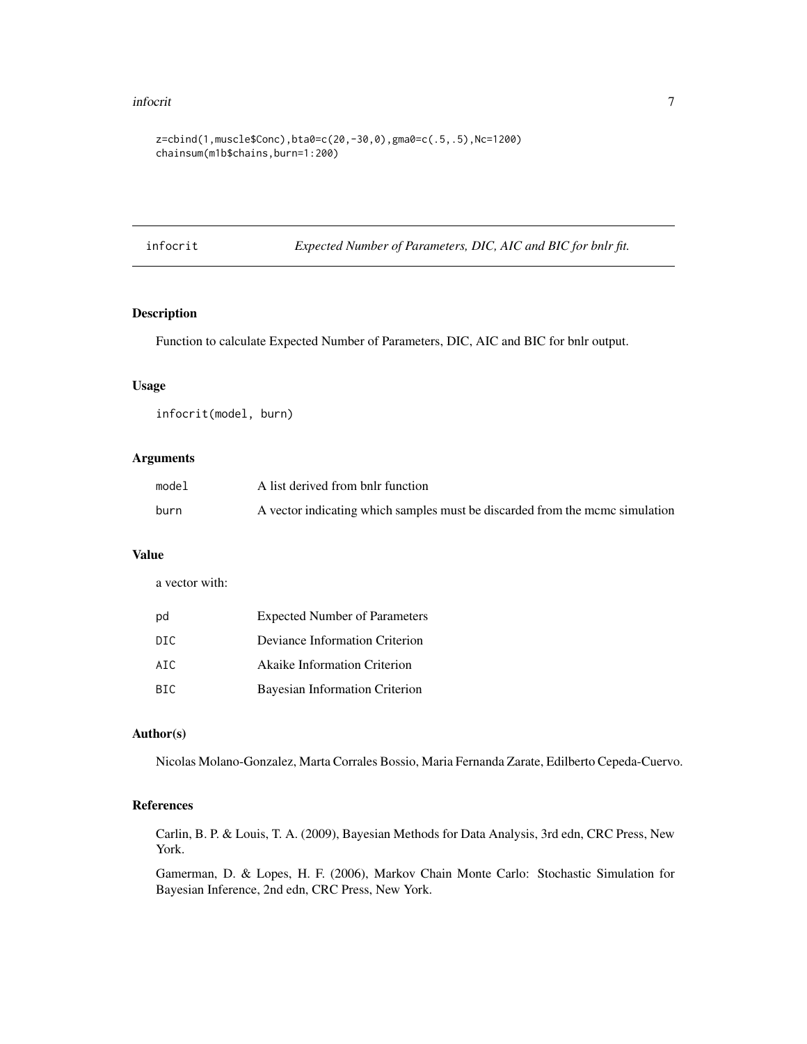```
z=cbind(1,muscle$Conc),bta0=c(20,-30,0),gma0=c(.5,.5),Nc=1200)
chainsum(m1b$chains,burn=1:200)
```

## infocrit — *Expected Number of Parameters, DIC, AIC and BIC for bnlr fit.*

### Description

Function to calculate Expected Number of Parameters, DIC, AIC and BIC for bnlr output.

### Usage

```
infocrit(model, burn)
```

### Arguments

| | |
|---|---|
| model | A list derived from bnlr function |
| burn | A vector indicating which samples must be discarded from the mcmc simulation |

### Value

a vector with:

| | |
|---|---|
| pd | Expected Number of Parameters |
| DIC | Deviance Information Criterion |
| AIC | Akaike Information Criterion |
| BIC | Bayesian Information Criterion |

### Author(s)

Nicolas Molano-Gonzalez, Marta Corrales Bossio, Maria Fernanda Zarate, Edilberto Cepeda-Cuervo.

### References

Carlin, B. P. & Louis, T. A. (2009), Bayesian Methods for Data Analysis, 3rd edn, CRC Press, New York.

Gamerman, D. & Lopes, H. F. (2006), Markov Chain Monte Carlo: Stochastic Simulation for Bayesian Inference, 2nd edn, CRC Press, New York.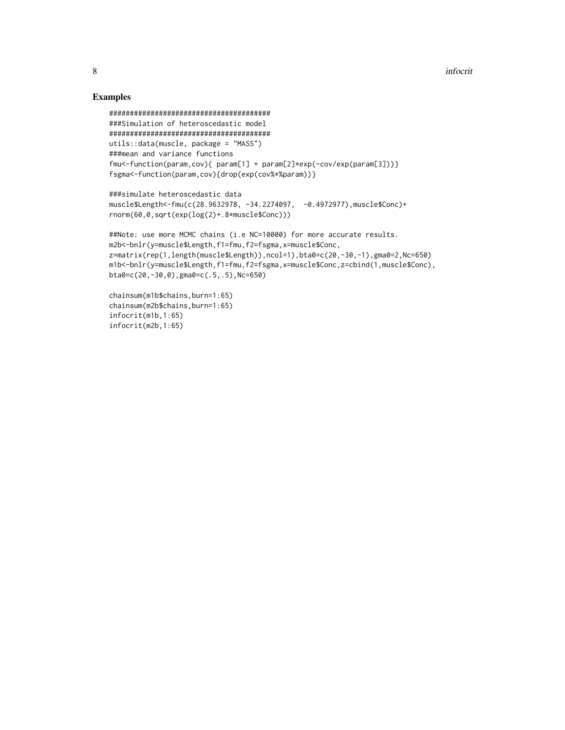## Examples

```
#######################################
###Simulation of heteroscedastic model
#######################################
utils::data(muscle, package = "MASS")
###mean and variance functions
fmu<-function(param,cov){ param[1] + param[2]*exp(-cov/exp(param[3]))}
fsgma<-function(param,cov){drop(exp(cov%*%param))}

###simulate heteroscedastic data
muscle$Length<-fmu(c(28.9632978, -34.2274097,  -0.4972977),muscle$Conc)+
rnorm(60,0,sqrt(exp(log(2)+.8*muscle$Conc)))

##Note: use more MCMC chains (i.e NC=10000) for more accurate results.
m2b<-bnlr(y=muscle$Length,f1=fmu,f2=fsgma,x=muscle$Conc,
z=matrix(rep(1,length(muscle$Length)),ncol=1),bta0=c(20,-30,-1),gma0=2,Nc=650)
m1b<-bnlr(y=muscle$Length,f1=fmu,f2=fsgma,x=muscle$Conc,z=cbind(1,muscle$Conc),
bta0=c(20,-30,0),gma0=c(.5,.5),Nc=650)

chainsum(m1b$chains,burn=1:65)
chainsum(m2b$chains,burn=1:65)
infocrit(m1b,1:65)
infocrit(m2b,1:65)
```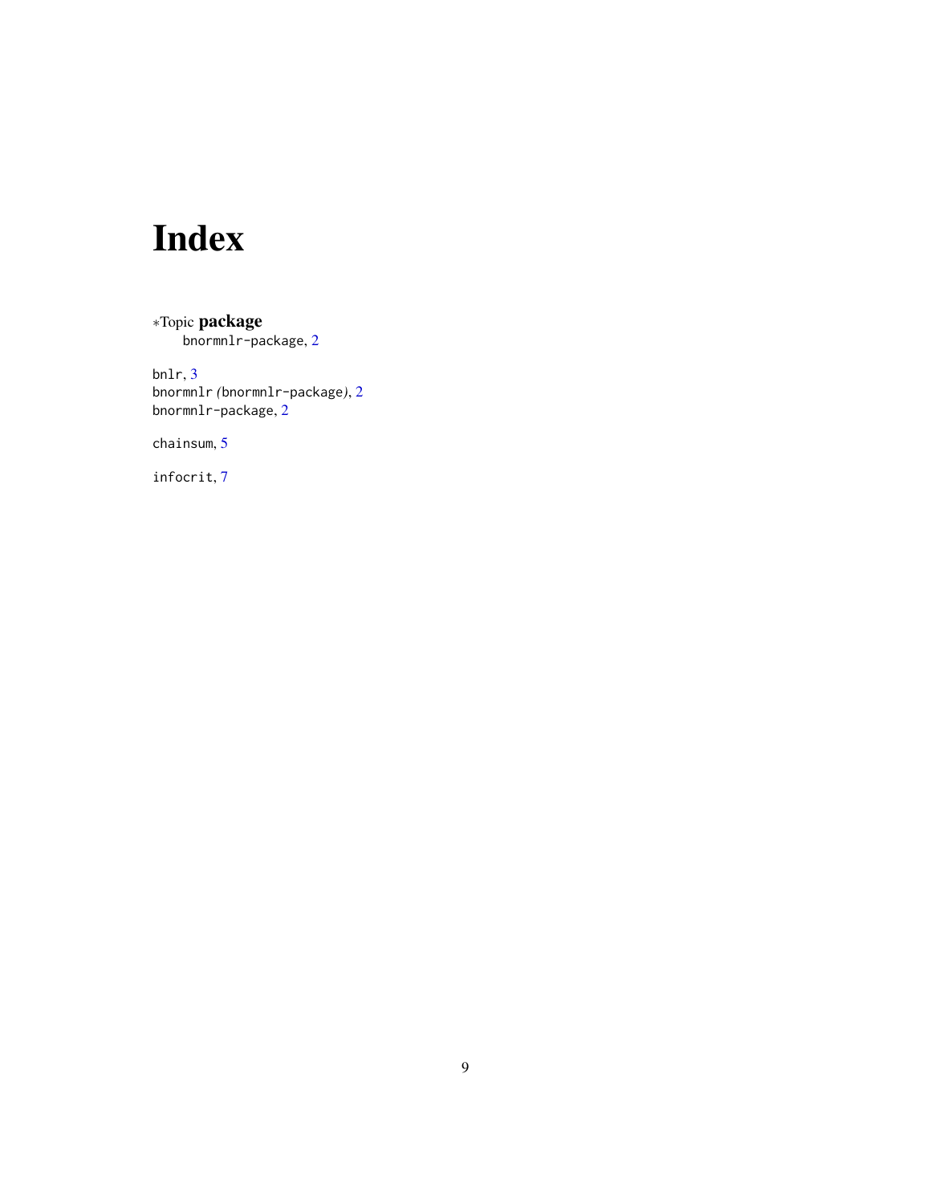# Index

*Topic **package**
    bnormnlr-package, 2

bnlr, 3
bnormnlr *(*bnormnlr-package*)*, 2
bnormnlr-package, 2

chainsum, 5

infocrit, 7